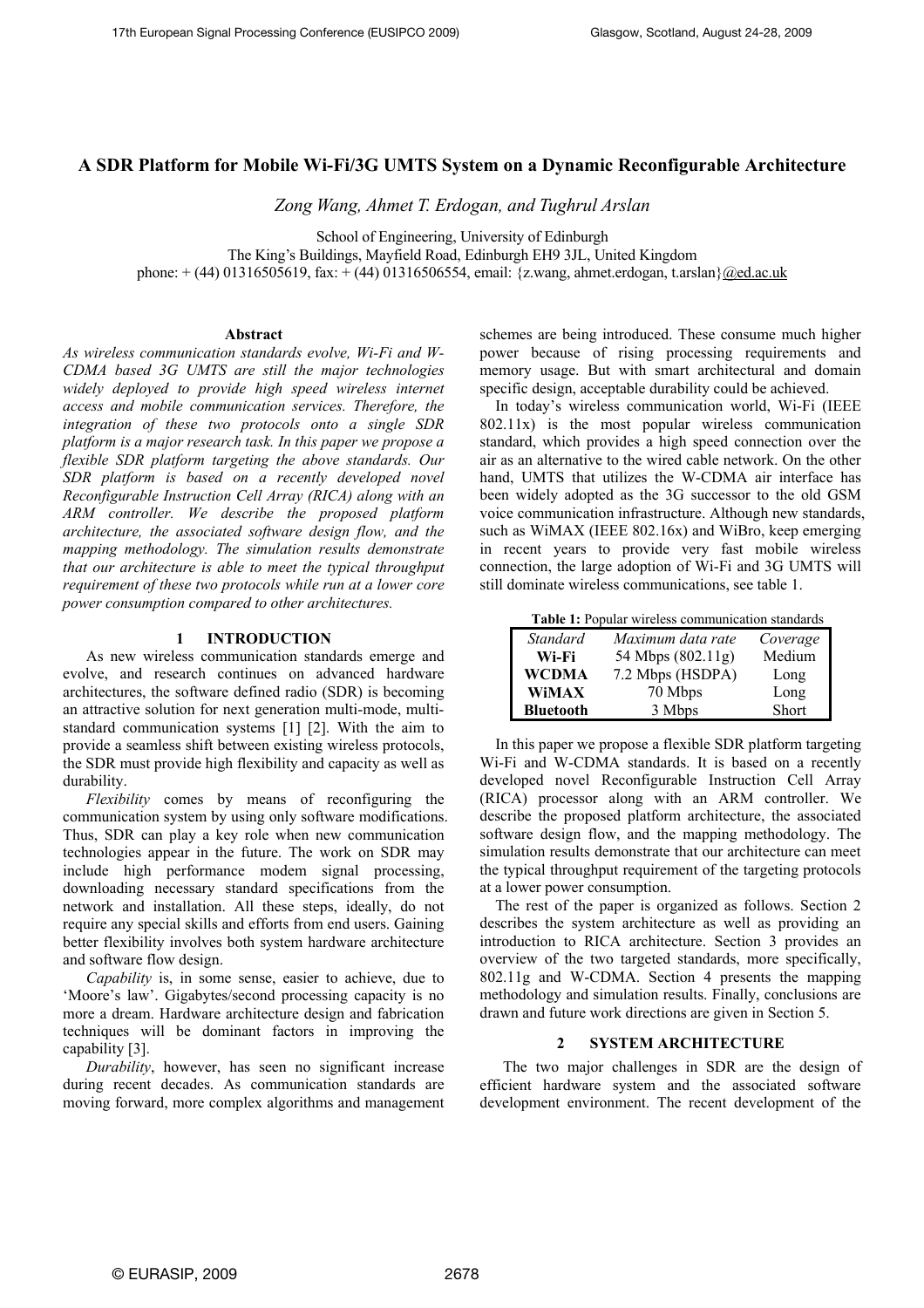# A SDR Platform for Mobile Wi-Fi/3G UMTS System on a Dynamic Reconfigurable Architecture

*Zong Wang, Ahmet T. Erdogan, and Tughrul Arslan*

School of Engineering, University of Edinburgh
The King's Buildings, Mayfield Road, Edinburgh EH9 3JL, United Kingdom
phone: + (44) 01316505619, fax: + (44) 01316506554, email: {z.wang, ahmet.erdogan, t.arslan}@ed.ac.uk

## Abstract

*As wireless communication standards evolve, Wi-Fi and W-CDMA based 3G UMTS are still the major technologies widely deployed to provide high speed wireless internet access and mobile communication services. Therefore, the integration of these two protocols onto a single SDR platform is a major research task. In this paper we propose a flexible SDR platform targeting the above standards. Our SDR platform is based on a recently developed novel Reconfigurable Instruction Cell Array (RICA) along with an ARM controller. We describe the proposed platform architecture, the associated software design flow, and the mapping methodology. The simulation results demonstrate that our architecture is able to meet the typical throughput requirement of these two protocols while run at a lower core power consumption compared to other architectures.*

## 1 INTRODUCTION

As new wireless communication standards emerge and evolve, and research continues on advanced hardware architectures, the software defined radio (SDR) is becoming an attractive solution for next generation multi-mode, multi-standard communication systems [1] [2]. With the aim to provide a seamless shift between existing wireless protocols, the SDR must provide high flexibility and capacity as well as durability.

*Flexibility* comes by means of reconfiguring the communication system by using only software modifications. Thus, SDR can play a key role when new communication technologies appear in the future. The work on SDR may include high performance modem signal processing, downloading necessary standard specifications from the network and installation. All these steps, ideally, do not require any special skills and efforts from end users. Gaining better flexibility involves both system hardware architecture and software flow design.

*Capability* is, in some sense, easier to achieve, due to 'Moore's law'. Gigabytes/second processing capacity is no more a dream. Hardware architecture design and fabrication techniques will be dominant factors in improving the capability [3].

*Durability*, however, has seen no significant increase during recent decades. As communication standards are moving forward, more complex algorithms and management schemes are being introduced. These consume much higher power because of rising processing requirements and memory usage. But with smart architectural and domain specific design, acceptable durability could be achieved.

In today's wireless communication world, Wi-Fi (IEEE 802.11x) is the most popular wireless communication standard, which provides a high speed connection over the air as an alternative to the wired cable network. On the other hand, UMTS that utilizes the W-CDMA air interface has been widely adopted as the 3G successor to the old GSM voice communication infrastructure. Although new standards, such as WiMAX (IEEE 802.16x) and WiBro, keep emerging in recent years to provide very fast mobile wireless connection, the large adoption of Wi-Fi and 3G UMTS will still dominate wireless communications, see table 1.

**Table 1:** Popular wireless communication standards

| *Standard* | *Maximum data rate* | *Coverage* |
|---|---|---|
| **Wi-Fi** | 54 Mbps (802.11g) | Medium |
| **WCDMA** | 7.2 Mbps (HSDPA) | Long |
| **WiMAX** | 70 Mbps | Long |
| **Bluetooth** | 3 Mbps | Short |

In this paper we propose a flexible SDR platform targeting Wi-Fi and W-CDMA standards. It is based on a recently developed novel Reconfigurable Instruction Cell Array (RICA) processor along with an ARM controller. We describe the proposed platform architecture, the associated software design flow, and the mapping methodology. The simulation results demonstrate that our architecture can meet the typical throughput requirement of the targeting protocols at a lower power consumption.

The rest of the paper is organized as follows. Section 2 describes the system architecture as well as providing an introduction to RICA architecture. Section 3 provides an overview of the two targeted standards, more specifically, 802.11g and W-CDMA. Section 4 presents the mapping methodology and simulation results. Finally, conclusions are drawn and future work directions are given in Section 5.

## 2 SYSTEM ARCHITECTURE

The two major challenges in SDR are the design of efficient hardware system and the associated software development environment. The recent development of the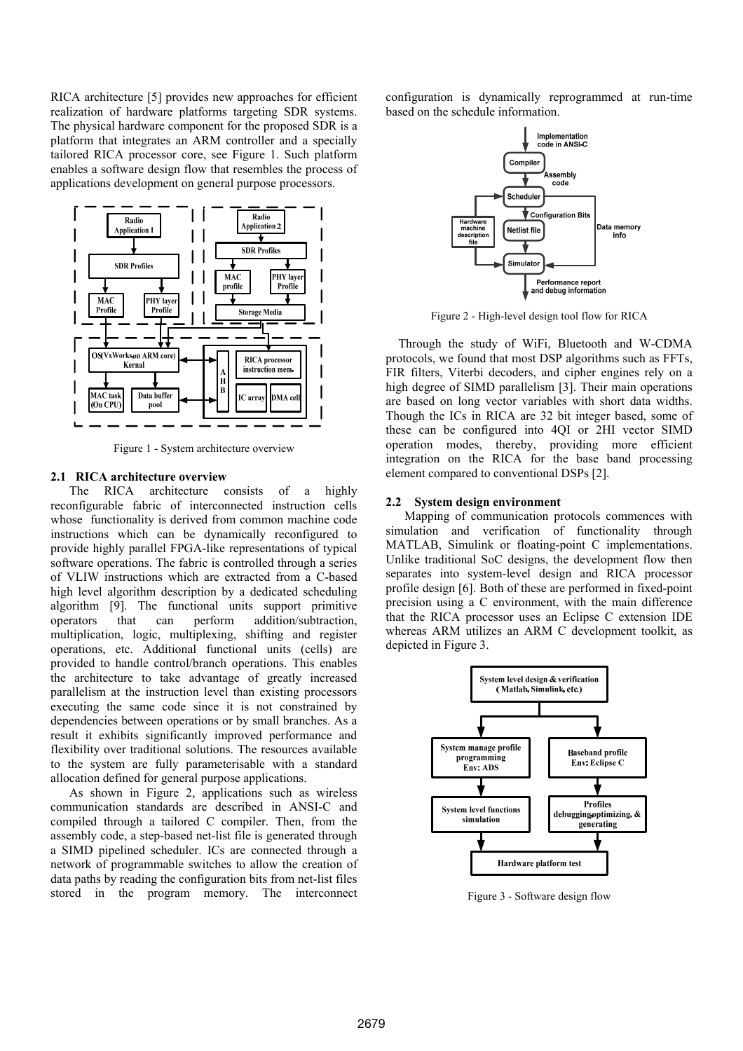RICA architecture [5] provides new approaches for efficient realization of hardware platforms targeting SDR systems. The physical hardware component for the proposed SDR is a platform that integrates an ARM controller and a specially tailored RICA processor core, see Figure 1. Such platform enables a software design flow that resembles the process of applications development on general purpose processors.

Figure 1 - System architecture overview

### 2.1 RICA architecture overview

The RICA architecture consists of a highly reconfigurable fabric of interconnected instruction cells whose functionality is derived from common machine code instructions which can be dynamically reconfigured to provide highly parallel FPGA-like representations of typical software operations. The fabric is controlled through a series of VLIW instructions which are extracted from a C-based high level algorithm description by a dedicated scheduling algorithm [9]. The functional units support primitive operators that can perform addition/subtraction, multiplication, logic, multiplexing, shifting and register operations, etc. Additional functional units (cells) are provided to handle control/branch operations. This enables the architecture to take advantage of greatly increased parallelism at the instruction level than existing processors executing the same code since it is not constrained by dependencies between operations or by small branches. As a result it exhibits significantly improved performance and flexibility over traditional solutions. The resources available to the system are fully parameterisable with a standard allocation defined for general purpose applications.

As shown in Figure 2, applications such as wireless communication standards are described in ANSI-C and compiled through a tailored C compiler. Then, from the assembly code, a step-based net-list file is generated through a SIMD pipelined scheduler. ICs are connected through a network of programmable switches to allow the creation of data paths by reading the configuration bits from net-list files stored in the program memory. The interconnect configuration is dynamically reprogrammed at run-time based on the schedule information.

Figure 2 - High-level design tool flow for RICA

Through the study of WiFi, Bluetooth and W-CDMA protocols, we found that most DSP algorithms such as FFTs, FIR filters, Viterbi decoders, and cipher engines rely on a high degree of SIMD parallelism [3]. Their main operations are based on long vector variables with short data widths. Though the ICs in RICA are 32 bit integer based, some of these can be configured into 4QI or 2HI vector SIMD operation modes, thereby, providing more efficient integration on the RICA for the base band processing element compared to conventional DSPs [2].

### 2.2 System design environment

Mapping of communication protocols commences with simulation and verification of functionality through MATLAB, Simulink or floating-point C implementations. Unlike traditional SoC designs, the development flow then separates into system-level design and RICA processor profile design [6]. Both of these are performed in fixed-point precision using a C environment, with the main difference that the RICA processor uses an Eclipse C extension IDE whereas ARM utilizes an ARM C development toolkit, as depicted in Figure 3.

Figure 3 - Software design flow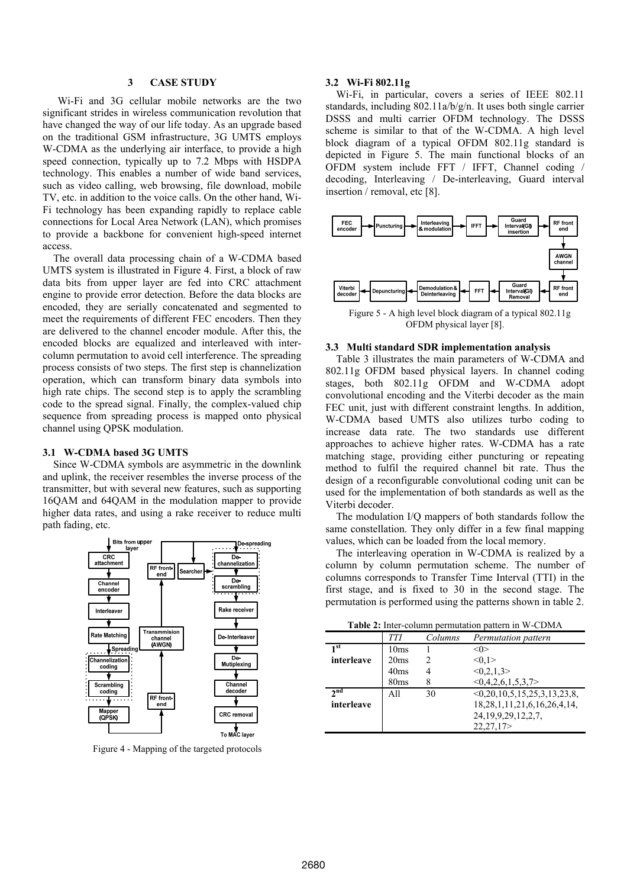## 3 CASE STUDY

Wi-Fi and 3G cellular mobile networks are the two significant strides in wireless communication revolution that have changed the way of our life today. As an upgrade based on the traditional GSM infrastructure, 3G UMTS employs W-CDMA as the underlying air interface, to provide a high speed connection, typically up to 7.2 Mbps with HSDPA technology. This enables a number of wide band services, such as video calling, web browsing, file download, mobile TV, etc. in addition to the voice calls. On the other hand, Wi-Fi technology has been expanding rapidly to replace cable connections for Local Area Network (LAN), which promises to provide a backbone for convenient high-speed internet access.

The overall data processing chain of a W-CDMA based UMTS system is illustrated in Figure 4. First, a block of raw data bits from upper layer are fed into CRC attachment engine to provide error detection. Before the data blocks are encoded, they are serially concatenated and segmented to meet the requirements of different FEC encoders. Then they are delivered to the channel encoder module. After this, the encoded blocks are equalized and interleaved with inter-column permutation to avoid cell interference. The spreading process consists of two steps. The first step is channelization operation, which can transform binary data symbols into high rate chips. The second step is to apply the scrambling code to the spread signal. Finally, the complex-valued chip sequence from spreading process is mapped onto physical channel using QPSK modulation.

### 3.1 W-CDMA based 3G UMTS

Since W-CDMA symbols are asymmetric in the downlink and uplink, the receiver resembles the inverse process of the transmitter, but with several new features, such as supporting 16QAM and 64QAM in the modulation mapper to provide higher data rates, and using a rake receiver to reduce multi path fading, etc.

Figure 4 - Mapping of the targeted protocols

### 3.2 Wi-Fi 802.11g

Wi-Fi, in particular, covers a series of IEEE 802.11 standards, including 802.11a/b/g/n. It uses both single carrier DSSS and multi carrier OFDM technology. The DSSS scheme is similar to that of the W-CDMA. A high level block diagram of a typical OFDM 802.11g standard is depicted in Figure 5. The main functional blocks of an OFDM system include FFT / IFFT, Channel coding / decoding, Interleaving / De-interleaving, Guard interval insertion / removal, etc [8].

Figure 5 - A high level block diagram of a typical 802.11g OFDM physical layer [8].

### 3.3 Multi standard SDR implementation analysis

Table 3 illustrates the main parameters of W-CDMA and 802.11g OFDM based physical layers. In channel coding stages, both 802.11g OFDM and W-CDMA adopt convolutional encoding and the Viterbi decoder as the main FEC unit, just with different constraint lengths. In addition, W-CDMA based UMTS also utilizes turbo coding to increase data rate. The two standards use different approaches to achieve higher rates. W-CDMA has a rate matching stage, providing either puncturing or repeating method to fulfil the required channel bit rate. Thus the design of a reconfigurable convolutional coding unit can be used for the implementation of both standards as well as the Viterbi decoder.

The modulation I/Q mappers of both standards follow the same constellation. They only differ in a few final mapping values, which can be loaded from the local memory.

The interleaving operation in W-CDMA is realized by a column by column permutation scheme. The number of columns corresponds to Transfer Time Interval (TTI) in the first stage, and is fixed to 30 in the second stage. The permutation is performed using the patterns shown in table 2.

**Table 2:** Inter-column permutation pattern in W-CDMA

| | *TTI* | *Columns* | *Permutation pattern* |
|---|---|---|---|
| **1st interleave** | 10ms | 1 | <0> |
| | 20ms | 2 | <0,1> |
| | 40ms | 4 | <0,2,1,3> |
| | 80ms | 8 | <0,4,2,6,1,5,3,7> |
| **2nd interleave** | All | 30 | <0,20,10,5,15,25,3,13,23,8,18,28,1,11,21,6,16,26,4,14,24,19,9,29,12,2,7,22,27,17> |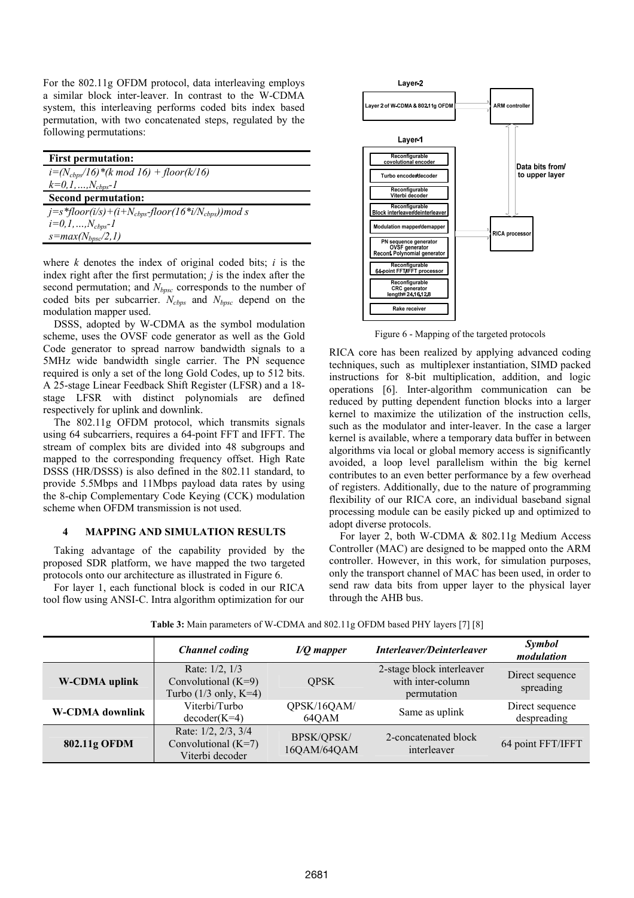For the 802.11g OFDM protocol, data interleaving employs a similar block inter-leaver. In contrast to the W-CDMA system, this interleaving performs coded bits index based permutation, with two concatenated steps, regulated by the following permutations:

| **First permutation:** |
|---|
| $i=(N_{cbps}/16)*(k \bmod 16) + floor(k/16)$ |
| $k=0,1,\ldots,N_{cbps}-1$ |
| **Second permutation:** |
| $j=s*floor(i/s)+(i+N_{cbps}-floor(16*i/N_{cbps})) \bmod s$ |
| $i=0,1,\ldots,N_{cbps}-1$ |
| $s=max(N_{bpsc}/2,1)$ |

where $k$ denotes the index of original coded bits; $i$ is the index right after the first permutation; $j$ is the index after the second permutation; and $N_{bpsc}$ corresponds to the number of coded bits per subcarrier. $N_{cbps}$ and $N_{bpsc}$ depend on the modulation mapper used.

DSSS, adopted by W-CDMA as the symbol modulation scheme, uses the OVSF code generator as well as the Gold Code generator to spread narrow bandwidth signals to a 5MHz wide bandwidth single carrier. The PN sequence required is only a set of the long Gold Codes, up to 512 bits. A 25-stage Linear Feedback Shift Register (LFSR) and a 18-stage LFSR with distinct polynomials are defined respectively for uplink and downlink.

The 802.11g OFDM protocol, which transmits signals using 64 subcarriers, requires a 64-point FFT and IFFT. The stream of complex bits are divided into 48 subgroups and mapped to the corresponding frequency offset. High Rate DSSS (HR/DSSS) is also defined in the 802.11 standard, to provide 5.5Mbps and 11Mbps payload data rates by using the 8-chip Complementary Code Keying (CCK) modulation scheme when OFDM transmission is not used.

## 4 MAPPING AND SIMULATION RESULTS

Taking advantage of the capability provided by the proposed SDR platform, we have mapped the two targeted protocols onto our architecture as illustrated in Figure 6.

For layer 1, each functional block is coded in our RICA tool flow using ANSI-C. Intra algorithm optimization for our RICA core has been realized by applying advanced coding techniques, such as multiplexer instantiation, SIMD packed instructions for 8-bit multiplication, addition, and logic operations [6]. Inter-algorithm communication can be reduced by putting dependent function blocks into a larger kernel to maximize the utilization of the instruction cells, such as the modulator and inter-leaver. In the case a larger kernel is available, where a temporary data buffer in between algorithms via local or global memory access is significantly avoided, a loop level parallelism within the big kernel contributes to an even better performance by a few overhead of registers. Additionally, due to the nature of programming flexibility of our RICA core, an individual baseband signal processing module can be easily picked up and optimized to adopt diverse protocols.

For layer 2, both W-CDMA & 802.11g Medium Access Controller (MAC) are designed to be mapped onto the ARM controller. However, in this work, for simulation purposes, only the transport channel of MAC has been used, in order to send raw data bits from upper layer to the physical layer through the AHB bus.

Layer-2

Layer 2 of W-CDMA & 802.11g OFDM — ARM controller

Layer-1

Reconfigurable covolutional encoder
Turbo encoder/decoder
Reconfigurable Viterbi decoder
Reconfigurable Block interleaver/deinterleaver
Modulation mapper/demapper
PN sequence generator OVSF generator Recon. Polynomial generator
Reconfigurable 64-point FFT/IFFT processor
Reconfigurable CRC generator length=24,16,12,8
Rake receiver

Data bits from/to upper layer

RICA processor

Figure 6 - Mapping of the targeted protocols

**Table 3:** Main parameters of W-CDMA and 802.11g OFDM based PHY layers [7] [8]

| | *Channel coding* | *I/Q mapper* | *Interleaver/Deinterleaver* | *Symbol modulation* |
|---|---|---|---|---|
| **W-CDMA uplink** | Rate: 1/2, 1/3 Convolutional (K=9) Turbo (1/3 only, K=4) | QPSK | 2-stage block interleaver with inter-column permutation | Direct sequence spreading |
| **W-CDMA downlink** | Viterbi/Turbo decoder(K=4) | QPSK/16QAM/ 64QAM | Same as uplink | Direct sequence despreading |
| **802.11g OFDM** | Rate: 1/2, 2/3, 3/4 Convolutional (K=7) Viterbi decoder | BPSK/QPSK/ 16QAM/64QAM | 2-concatenated block interleaver | 64 point FFT/IFFT |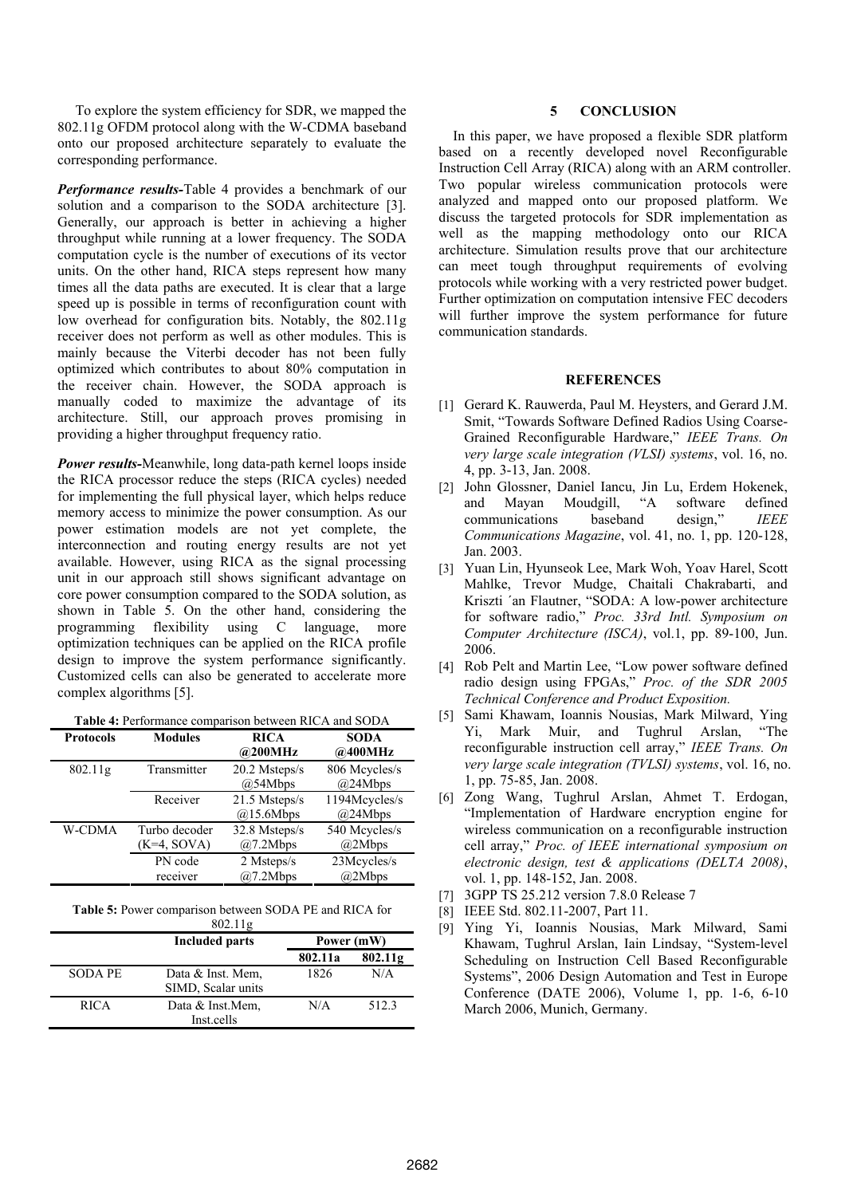To explore the system efficiency for SDR, we mapped the 802.11g OFDM protocol along with the W-CDMA baseband onto our proposed architecture separately to evaluate the corresponding performance.

***Performance results-***Table 4 provides a benchmark of our solution and a comparison to the SODA architecture [3]. Generally, our approach is better in achieving a higher throughput while running at a lower frequency. The SODA computation cycle is the number of executions of its vector units. On the other hand, RICA steps represent how many times all the data paths are executed. It is clear that a large speed up is possible in terms of reconfiguration count with low overhead for configuration bits. Notably, the 802.11g receiver does not perform as well as other modules. This is mainly because the Viterbi decoder has not been fully optimized which contributes to about 80% computation in the receiver chain. However, the SODA approach is manually coded to maximize the advantage of its architecture. Still, our approach proves promising in providing a higher throughput frequency ratio.

***Power results-***Meanwhile, long data-path kernel loops inside the RICA processor reduce the steps (RICA cycles) needed for implementing the full physical layer, which helps reduce memory access to minimize the power consumption. As our power estimation models are not yet complete, the interconnection and routing energy results are not yet available. However, using RICA as the signal processing unit in our approach still shows significant advantage on core power consumption compared to the SODA solution, as shown in Table 5. On the other hand, considering the programming flexibility using C language, more optimization techniques can be applied on the RICA profile design to improve the system performance significantly. Customized cells can also be generated to accelerate more complex algorithms [5].

**Table 4:** Performance comparison between RICA and SODA

| Protocols | Modules | RICA @200MHz | SODA @400MHz |
|---|---|---|---|
| 802.11g | Transmitter | 20.2 Msteps/s @54Mbps | 806 Mcycles/s @24Mbps |
| | Receiver | 21.5 Msteps/s @15.6Mbps | 1194Mcycles/s @24Mbps |
| W-CDMA | Turbo decoder (K=4, SOVA) | 32.8 Msteps/s @7.2Mbps | 540 Mcycles/s @2Mbps |
| | PN code receiver | 2 Msteps/s @7.2Mbps | 23Mcycles/s @2Mbps |

**Table 5:** Power comparison between SODA PE and RICA for 802.11g

| | Included parts | Power (mW) | |
|---|---|---|---|
| | | 802.11a | 802.11g |
| SODA PE | Data & Inst. Mem, SIMD, Scalar units | 1826 | N/A |
| RICA | Data & Inst.Mem, Inst.cells | N/A | 512.3 |

## 5 CONCLUSION

In this paper, we have proposed a flexible SDR platform based on a recently developed novel Reconfigurable Instruction Cell Array (RICA) along with an ARM controller. Two popular wireless communication protocols were analyzed and mapped onto our proposed platform. We discuss the targeted protocols for SDR implementation as well as the mapping methodology onto our RICA architecture. Simulation results prove that our architecture can meet tough throughput requirements of evolving protocols while working with a very restricted power budget. Further optimization on computation intensive FEC decoders will further improve the system performance for future communication standards.

## REFERENCES

[1] Gerard K. Rauwerda, Paul M. Heysters, and Gerard J.M. Smit, "Towards Software Defined Radios Using Coarse-Grained Reconfigurable Hardware," *IEEE Trans. On very large scale integration (VLSI) systems*, vol. 16, no. 4, pp. 3-13, Jan. 2008.

[2] John Glossner, Daniel Iancu, Jin Lu, Erdem Hokenek, and Mayan Moudgill, "A software defined communications baseband design," *IEEE Communications Magazine*, vol. 41, no. 1, pp. 120-128, Jan. 2003.

[3] Yuan Lin, Hyunseok Lee, Mark Woh, Yoav Harel, Scott Mahlke, Trevor Mudge, Chaitali Chakrabarti, and Kriszti ´an Flautner, "SODA: A low-power architecture for software radio," *Proc. 33rd Intl. Symposium on Computer Architecture (ISCA)*, vol.1, pp. 89-100, Jun. 2006.

[4] Rob Pelt and Martin Lee, "Low power software defined radio design using FPGAs," *Proc. of the SDR 2005 Technical Conference and Product Exposition.*

[5] Sami Khawam, Ioannis Nousias, Mark Milward, Ying Yi, Mark Muir, and Tughrul Arslan, "The reconfigurable instruction cell array," *IEEE Trans. On very large scale integration (TVLSI) systems*, vol. 16, no. 1, pp. 75-85, Jan. 2008.

[6] Zong Wang, Tughrul Arslan, Ahmet T. Erdogan, "Implementation of Hardware encryption engine for wireless communication on a reconfigurable instruction cell array," *Proc. of IEEE international symposium on electronic design, test & applications (DELTA 2008)*, vol. 1, pp. 148-152, Jan. 2008.

[7] 3GPP TS 25.212 version 7.8.0 Release 7

[8] IEEE Std. 802.11-2007, Part 11.

[9] Ying Yi, Ioannis Nousias, Mark Milward, Sami Khawam, Tughrul Arslan, Iain Lindsay, "System-level Scheduling on Instruction Cell Based Reconfigurable Systems", 2006 Design Automation and Test in Europe Conference (DATE 2006), Volume 1, pp. 1-6, 6-10 March 2006, Munich, Germany.